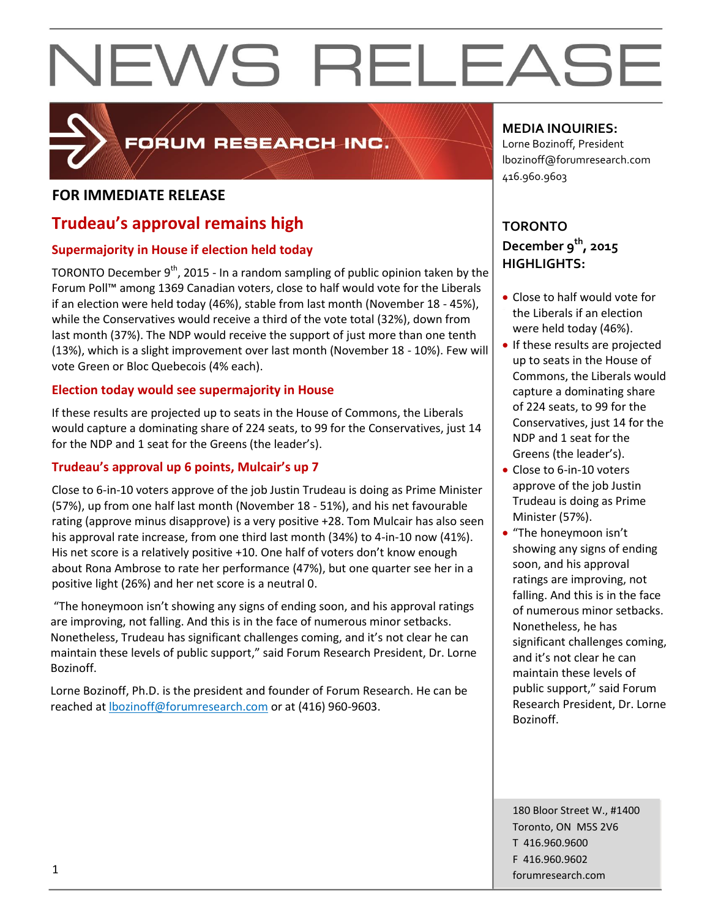# NEWS RELEASE

FORUM RESEARCH INC.

**FOR IMMEDIATE RELEASE**

## Trudeau's approval remains high

### Supermajority in House if election held today

TORONTO December 9th, 2015 - In a random sampling of public opinion taken by the Forum Poll™ among 1369 Canadian voters, close to half would vote for the Liberals if an election were held today (46%), stable from last month (November 18 - 45%), while the Conservatives would receive a third of the vote total (32%), down from last month (37%). The NDP would receive the support of just more than one tenth (13%), which is a slight improvement over last month (November 18 - 10%). Few will vote Green or Bloc Quebecois (4% each).

### Election today would see supermajority in House

If these results are projected up to seats in the House of Commons, the Liberals would capture a dominating share of 224 seats, to 99 for the Conservatives, just 14 for the NDP and 1 seat for the Greens (the leader's).

### Trudeau's approval up 6 points, Mulcair's up 7

Close to 6-in-10 voters approve of the job Justin Trudeau is doing as Prime Minister (57%), up from one half last month (November 18 - 51%), and his net favourable rating (approve minus disapprove) is a very positive +28. Tom Mulcair has also seen his approval rate increase, from one third last month (34%) to 4-in-10 now (41%). His net score is a relatively positive +10. One half of voters don't know enough about Rona Ambrose to rate her performance (47%), but one quarter see her in a positive light (26%) and her net score is a neutral 0.

"The honeymoon isn't showing any signs of ending soon, and his approval ratings are improving, not falling. And this is in the face of numerous minor setbacks. Nonetheless, Trudeau has significant challenges coming, and it's not clear he can maintain these levels of public support," said Forum Research President, Dr. Lorne Bozinoff.

Lorne Bozinoff, Ph.D. is the president and founder of Forum Research. He can be reached at lbozinoff@forumresearch.com or at (416) 960-9603.

**MEDIA INQUIRIES:**
Lorne Bozinoff, President
lbozinoff@forumresearch.com
416.960.9603

**TORONTO**
**December 9th, 2015**
**HIGHLIGHTS:**

- Close to half would vote for the Liberals if an election were held today (46%).
- If these results are projected up to seats in the House of Commons, the Liberals would capture a dominating share of 224 seats, to 99 for the Conservatives, just 14 for the NDP and 1 seat for the Greens (the leader's).
- Close to 6-in-10 voters approve of the job Justin Trudeau is doing as Prime Minister (57%).
- "The honeymoon isn't showing any signs of ending soon, and his approval ratings are improving, not falling. And this is in the face of numerous minor setbacks. Nonetheless, he has significant challenges coming, and it's not clear he can maintain these levels of public support," said Forum Research President, Dr. Lorne Bozinoff.

180 Bloor Street W., #1400
Toronto, ON M5S 2V6
T 416.960.9600
F 416.960.9602
forumresearch.com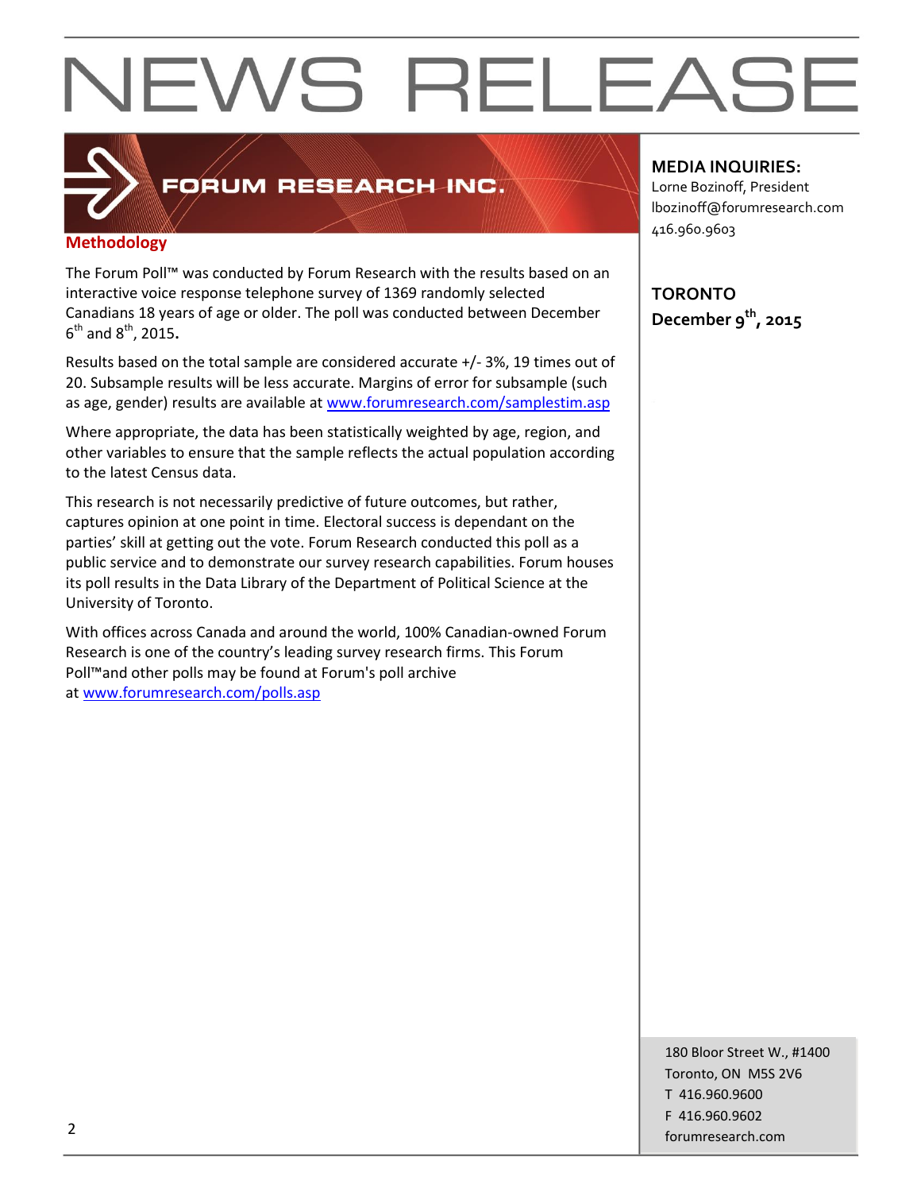# NEWS RELEASE

FORUM RESEARCH INC.

## Methodology

The Forum Poll™ was conducted by Forum Research with the results based on an interactive voice response telephone survey of 1369 randomly selected Canadians 18 years of age or older. The poll was conducted between December 6th and 8th, 2015.

Results based on the total sample are considered accurate +/- 3%, 19 times out of 20. Subsample results will be less accurate. Margins of error for subsample (such as age, gender) results are available at www.forumresearch.com/samplestim.asp

Where appropriate, the data has been statistically weighted by age, region, and other variables to ensure that the sample reflects the actual population according to the latest Census data.

This research is not necessarily predictive of future outcomes, but rather, captures opinion at one point in time. Electoral success is dependant on the parties' skill at getting out the vote. Forum Research conducted this poll as a public service and to demonstrate our survey research capabilities. Forum houses its poll results in the Data Library of the Department of Political Science at the University of Toronto.

With offices across Canada and around the world, 100% Canadian-owned Forum Research is one of the country's leading survey research firms. This Forum Poll™and other polls may be found at Forum's poll archive at www.forumresearch.com/polls.asp

**MEDIA INQUIRIES:**
Lorne Bozinoff, President
lbozinoff@forumresearch.com
416.960.9603

**TORONTO**
**December 9th, 2015**

180 Bloor Street W., #1400
Toronto, ON M5S 2V6
T 416.960.9600
F 416.960.9602
forumresearch.com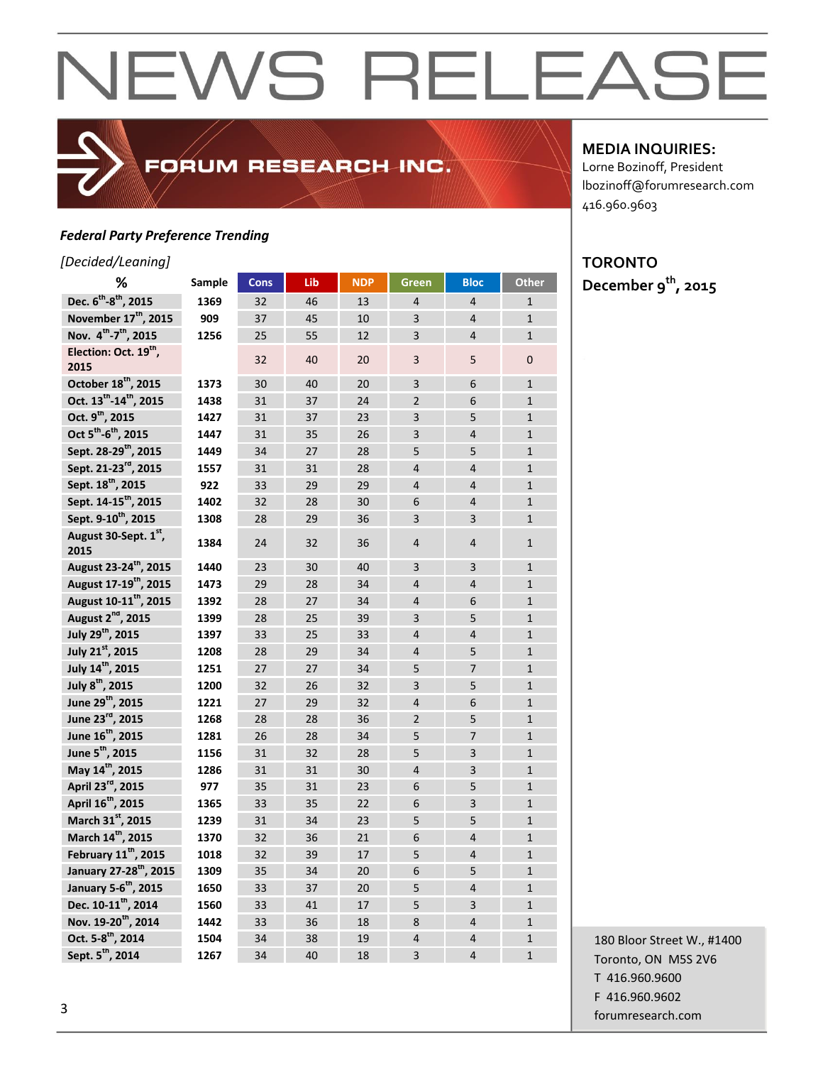# NEWS RELEASE

FORUM RESEARCH INC.

**MEDIA INQUIRIES:**
Lorne Bozinoff, President
lbozinoff@forumresearch.com
416.960.9603

**TORONTO**
**December 9th, 2015**

***Federal Party Preference Trending***

*[Decided/Leaning]*

| % | Sample | Cons | Lib | NDP | Green | Bloc | Other |
|---|---|---|---|---|---|---|---|
| **Dec. 6th-8th, 2015** | 1369 | 32 | 46 | 13 | 4 | 4 | 1 |
| **November 17th, 2015** | 909 | 37 | 45 | 10 | 3 | 4 | 1 |
| **Nov. 4th-7th, 2015** | 1256 | 25 | 55 | 12 | 3 | 4 | 1 |
| **Election: Oct. 19th, 2015** | | 32 | 40 | 20 | 3 | 5 | 0 |
| **October 18th, 2015** | 1373 | 30 | 40 | 20 | 3 | 6 | 1 |
| **Oct. 13th-14th, 2015** | 1438 | 31 | 37 | 24 | 2 | 6 | 1 |
| **Oct. 9th, 2015** | 1427 | 31 | 37 | 23 | 3 | 5 | 1 |
| **Oct 5th-6th, 2015** | 1447 | 31 | 35 | 26 | 3 | 4 | 1 |
| **Sept. 28-29th, 2015** | 1449 | 34 | 27 | 28 | 5 | 5 | 1 |
| **Sept. 21-23rd, 2015** | 1557 | 31 | 31 | 28 | 4 | 4 | 1 |
| **Sept. 18th, 2015** | 922 | 33 | 29 | 29 | 4 | 4 | 1 |
| **Sept. 14-15th, 2015** | 1402 | 32 | 28 | 30 | 6 | 4 | 1 |
| **Sept. 9-10th, 2015** | 1308 | 28 | 29 | 36 | 3 | 3 | 1 |
| **August 30-Sept. 1st, 2015** | 1384 | 24 | 32 | 36 | 4 | 4 | 1 |
| **August 23-24th, 2015** | 1440 | 23 | 30 | 40 | 3 | 3 | 1 |
| **August 17-19th, 2015** | 1473 | 29 | 28 | 34 | 4 | 4 | 1 |
| **August 10-11th, 2015** | 1392 | 28 | 27 | 34 | 4 | 6 | 1 |
| **August 2nd, 2015** | 1399 | 28 | 25 | 39 | 3 | 5 | 1 |
| **July 29th, 2015** | 1397 | 33 | 25 | 33 | 4 | 4 | 1 |
| **July 21st, 2015** | 1208 | 28 | 29 | 34 | 4 | 5 | 1 |
| **July 14th, 2015** | 1251 | 27 | 27 | 34 | 5 | 7 | 1 |
| **July 8th, 2015** | 1200 | 32 | 26 | 32 | 3 | 5 | 1 |
| **June 29th, 2015** | 1221 | 27 | 29 | 32 | 4 | 6 | 1 |
| **June 23rd, 2015** | 1268 | 28 | 28 | 36 | 2 | 5 | 1 |
| **June 16th, 2015** | 1281 | 26 | 28 | 34 | 5 | 7 | 1 |
| **June 5th, 2015** | 1156 | 31 | 32 | 28 | 5 | 3 | 1 |
| **May 14th, 2015** | 1286 | 31 | 31 | 30 | 4 | 3 | 1 |
| **April 23rd, 2015** | 977 | 35 | 31 | 23 | 6 | 5 | 1 |
| **April 16th, 2015** | 1365 | 33 | 35 | 22 | 6 | 3 | 1 |
| **March 31st, 2015** | 1239 | 31 | 34 | 23 | 5 | 5 | 1 |
| **March 14th, 2015** | 1370 | 32 | 36 | 21 | 6 | 4 | 1 |
| **February 11th, 2015** | 1018 | 32 | 39 | 17 | 5 | 4 | 1 |
| **January 27-28th, 2015** | 1309 | 35 | 34 | 20 | 6 | 5 | 1 |
| **January 5-6th, 2015** | 1650 | 33 | 37 | 20 | 5 | 4 | 1 |
| **Dec. 10-11th, 2014** | 1560 | 33 | 41 | 17 | 5 | 3 | 1 |
| **Nov. 19-20th, 2014** | 1442 | 33 | 36 | 18 | 8 | 4 | 1 |
| **Oct. 5-8th, 2014** | 1504 | 34 | 38 | 19 | 4 | 4 | 1 |
| **Sept. 5th, 2014** | 1267 | 34 | 40 | 18 | 3 | 4 | 1 |

180 Bloor Street W., #1400
Toronto, ON M5S 2V6
T 416.960.9600
F 416.960.9602
forumresearch.com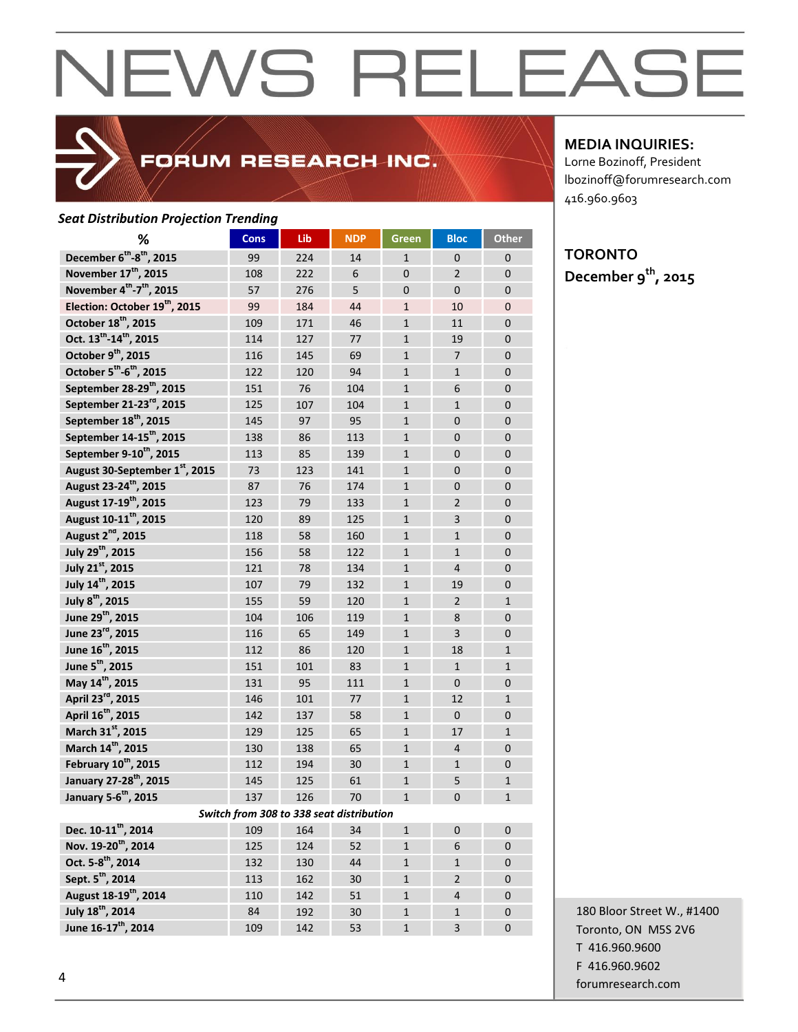# NEWS RELEASE

FORUM RESEARCH INC.

**MEDIA INQUIRIES:**
Lorne Bozinoff, President
lbozinoff@forumresearch.com
416.960.9603

**TORONTO**
**December 9th, 2015**

***Seat Distribution Projection Trending***

| % | Cons | Lib | NDP | Green | Bloc | Other |
|---|---|---|---|---|---|---|
| **December 6th-8th, 2015** | 99 | 224 | 14 | 1 | 0 | 0 |
| **November 17th, 2015** | 108 | 222 | 6 | 0 | 2 | 0 |
| **November 4th-7th, 2015** | 57 | 276 | 5 | 0 | 0 | 0 |
| **Election: October 19th, 2015** | 99 | 184 | 44 | 1 | 10 | 0 |
| **October 18th, 2015** | 109 | 171 | 46 | 1 | 11 | 0 |
| **Oct. 13th-14th, 2015** | 114 | 127 | 77 | 1 | 19 | 0 |
| **October 9th, 2015** | 116 | 145 | 69 | 1 | 7 | 0 |
| **October 5th-6th, 2015** | 122 | 120 | 94 | 1 | 1 | 0 |
| **September 28-29th, 2015** | 151 | 76 | 104 | 1 | 6 | 0 |
| **September 21-23rd, 2015** | 125 | 107 | 104 | 1 | 1 | 0 |
| **September 18th, 2015** | 145 | 97 | 95 | 1 | 0 | 0 |
| **September 14-15th, 2015** | 138 | 86 | 113 | 1 | 0 | 0 |
| **September 9-10th, 2015** | 113 | 85 | 139 | 1 | 0 | 0 |
| **August 30-September 1st, 2015** | 73 | 123 | 141 | 1 | 0 | 0 |
| **August 23-24th, 2015** | 87 | 76 | 174 | 1 | 0 | 0 |
| **August 17-19th, 2015** | 123 | 79 | 133 | 1 | 2 | 0 |
| **August 10-11th, 2015** | 120 | 89 | 125 | 1 | 3 | 0 |
| **August 2nd, 2015** | 118 | 58 | 160 | 1 | 1 | 0 |
| **July 29th, 2015** | 156 | 58 | 122 | 1 | 1 | 0 |
| **July 21st, 2015** | 121 | 78 | 134 | 1 | 4 | 0 |
| **July 14th, 2015** | 107 | 79 | 132 | 1 | 19 | 0 |
| **July 8th, 2015** | 155 | 59 | 120 | 1 | 2 | 1 |
| **June 29th, 2015** | 104 | 106 | 119 | 1 | 8 | 0 |
| **June 23rd, 2015** | 116 | 65 | 149 | 1 | 3 | 0 |
| **June 16th, 2015** | 112 | 86 | 120 | 1 | 18 | 1 |
| **June 5th, 2015** | 151 | 101 | 83 | 1 | 1 | 1 |
| **May 14th, 2015** | 131 | 95 | 111 | 1 | 0 | 0 |
| **April 23rd, 2015** | 146 | 101 | 77 | 1 | 12 | 1 |
| **April 16th, 2015** | 142 | 137 | 58 | 1 | 0 | 0 |
| **March 31st, 2015** | 129 | 125 | 65 | 1 | 17 | 1 |
| **March 14th, 2015** | 130 | 138 | 65 | 1 | 4 | 0 |
| **February 10th, 2015** | 112 | 194 | 30 | 1 | 1 | 0 |
| **January 27-28th, 2015** | 145 | 125 | 61 | 1 | 5 | 1 |
| **January 5-6th, 2015** | 137 | 126 | 70 | 1 | 0 | 1 |
| ***Switch from 308 to 338 seat distribution*** | | | | | | |
| **Dec. 10-11th, 2014** | 109 | 164 | 34 | 1 | 0 | 0 |
| **Nov. 19-20th, 2014** | 125 | 124 | 52 | 1 | 6 | 0 |
| **Oct. 5-8th, 2014** | 132 | 130 | 44 | 1 | 1 | 0 |
| **Sept. 5th, 2014** | 113 | 162 | 30 | 1 | 2 | 0 |
| **August 18-19th, 2014** | 110 | 142 | 51 | 1 | 4 | 0 |
| **July 18th, 2014** | 84 | 192 | 30 | 1 | 1 | 0 |
| **June 16-17th, 2014** | 109 | 142 | 53 | 1 | 3 | 0 |

180 Bloor Street W., #1400
Toronto, ON M5S 2V6
T 416.960.9600
F 416.960.9602
forumresearch.com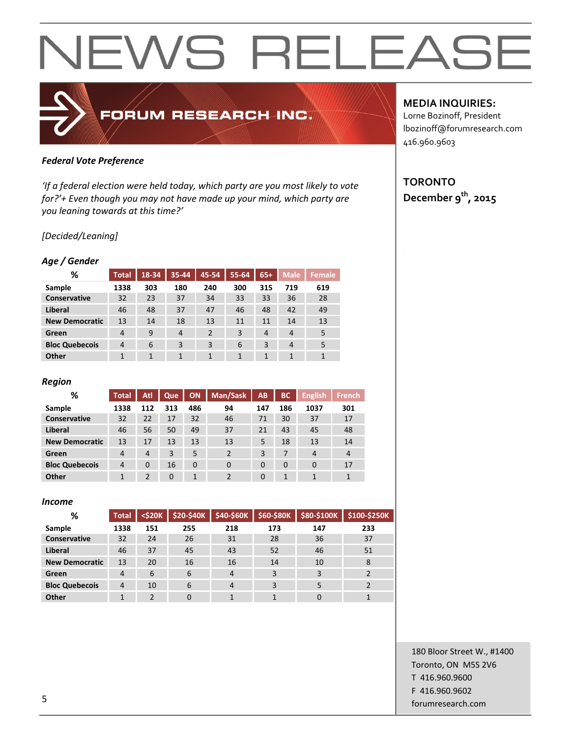# NEWS RELEASE

FORUM RESEARCH INC.

**MEDIA INQUIRIES:**
Lorne Bozinoff, President
lbozinoff@forumresearch.com
416.960.9603

**TORONTO**
**December 9th, 2015**

***Federal Vote Preference***

*'If a federal election were held today, which party are you most likely to vote for?'+ Even though you may not have made up your mind, which party are you leaning towards at this time?'*

*[Decided/Leaning]*

***Age / Gender***

| % | Total | 18-34 | 35-44 | 45-54 | 55-64 | 65+ | Male | Female |
|---|---|---|---|---|---|---|---|---|
| **Sample** | 1338 | 303 | 180 | 240 | 300 | 315 | 719 | 619 |
| **Conservative** | 32 | 23 | 37 | 34 | 33 | 33 | 36 | 28 |
| **Liberal** | 46 | 48 | 37 | 47 | 46 | 48 | 42 | 49 |
| **New Democratic** | 13 | 14 | 18 | 13 | 11 | 11 | 14 | 13 |
| **Green** | 4 | 9 | 4 | 2 | 3 | 4 | 4 | 5 |
| **Bloc Quebecois** | 4 | 6 | 3 | 3 | 6 | 3 | 4 | 5 |
| **Other** | 1 | 1 | 1 | 1 | 1 | 1 | 1 | 1 |

***Region***

| % | Total | Atl | Que | ON | Man/Sask | AB | BC | English | French |
|---|---|---|---|---|---|---|---|---|---|
| **Sample** | 1338 | 112 | 313 | 486 | 94 | 147 | 186 | 1037 | 301 |
| **Conservative** | 32 | 22 | 17 | 32 | 46 | 71 | 30 | 37 | 17 |
| **Liberal** | 46 | 56 | 50 | 49 | 37 | 21 | 43 | 45 | 48 |
| **New Democratic** | 13 | 17 | 13 | 13 | 13 | 5 | 18 | 13 | 14 |
| **Green** | 4 | 4 | 3 | 5 | 2 | 3 | 7 | 4 | 4 |
| **Bloc Quebecois** | 4 | 0 | 16 | 0 | 0 | 0 | 0 | 0 | 17 |
| **Other** | 1 | 2 | 0 | 1 | 2 | 0 | 1 | 1 | 1 |

***Income***

| % | Total | <$20K | $20-$40K | $40-$60K | $60-$80K | $80-$100K | $100-$250K |
|---|---|---|---|---|---|---|---|
| **Sample** | 1338 | 151 | 255 | 218 | 173 | 147 | 233 |
| **Conservative** | 32 | 24 | 26 | 31 | 28 | 36 | 37 |
| **Liberal** | 46 | 37 | 45 | 43 | 52 | 46 | 51 |
| **New Democratic** | 13 | 20 | 16 | 16 | 14 | 10 | 8 |
| **Green** | 4 | 6 | 6 | 4 | 3 | 3 | 2 |
| **Bloc Quebecois** | 4 | 10 | 6 | 4 | 3 | 5 | 2 |
| **Other** | 1 | 2 | 0 | 1 | 1 | 0 | 1 |

180 Bloor Street W., #1400
Toronto, ON M5S 2V6
T 416.960.9600
F 416.960.9602
forumresearch.com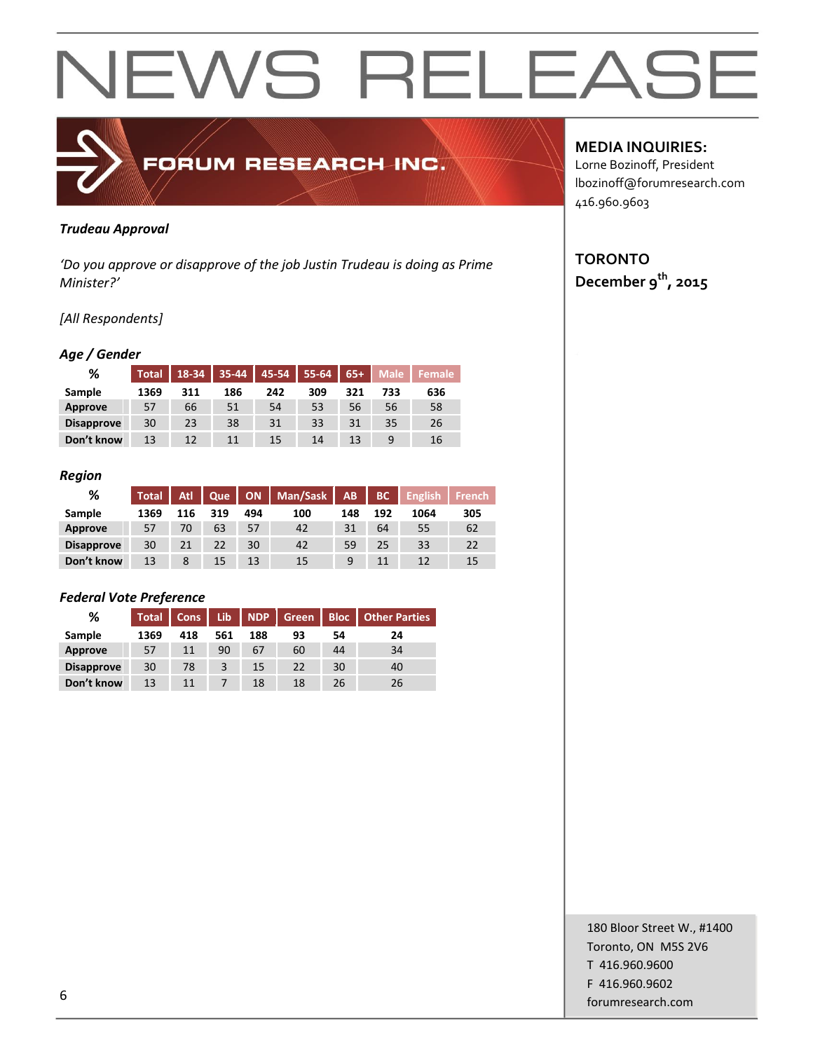# NEWS RELEASE

FORUM RESEARCH INC.

**MEDIA INQUIRIES:**
Lorne Bozinoff, President
lbozinoff@forumresearch.com
416.960.9603

**TORONTO**
**December 9th, 2015**

***Trudeau Approval***

*'Do you approve or disapprove of the job Justin Trudeau is doing as Prime Minister?'*

*[All Respondents]*

***Age / Gender***

| % | Total | 18-34 | 35-44 | 45-54 | 55-64 | 65+ | Male | Female |
|---|---|---|---|---|---|---|---|---|
| **Sample** | 1369 | 311 | 186 | 242 | 309 | 321 | 733 | 636 |
| **Approve** | 57 | 66 | 51 | 54 | 53 | 56 | 56 | 58 |
| **Disapprove** | 30 | 23 | 38 | 31 | 33 | 31 | 35 | 26 |
| **Don't know** | 13 | 12 | 11 | 15 | 14 | 13 | 9 | 16 |

***Region***

| % | Total | Atl | Que | ON | Man/Sask | AB | BC | English | French |
|---|---|---|---|---|---|---|---|---|---|
| **Sample** | 1369 | 116 | 319 | 494 | 100 | 148 | 192 | 1064 | 305 |
| **Approve** | 57 | 70 | 63 | 57 | 42 | 31 | 64 | 55 | 62 |
| **Disapprove** | 30 | 21 | 22 | 30 | 42 | 59 | 25 | 33 | 22 |
| **Don't know** | 13 | 8 | 15 | 13 | 15 | 9 | 11 | 12 | 15 |

***Federal Vote Preference***

| % | Total | Cons | Lib | NDP | Green | Bloc | Other Parties |
|---|---|---|---|---|---|---|---|
| **Sample** | 1369 | 418 | 561 | 188 | 93 | 54 | 24 |
| **Approve** | 57 | 11 | 90 | 67 | 60 | 44 | 34 |
| **Disapprove** | 30 | 78 | 3 | 15 | 22 | 30 | 40 |
| **Don't know** | 13 | 11 | 7 | 18 | 18 | 26 | 26 |

180 Bloor Street W., #1400
Toronto, ON M5S 2V6
T 416.960.9600
F 416.960.9602
forumresearch.com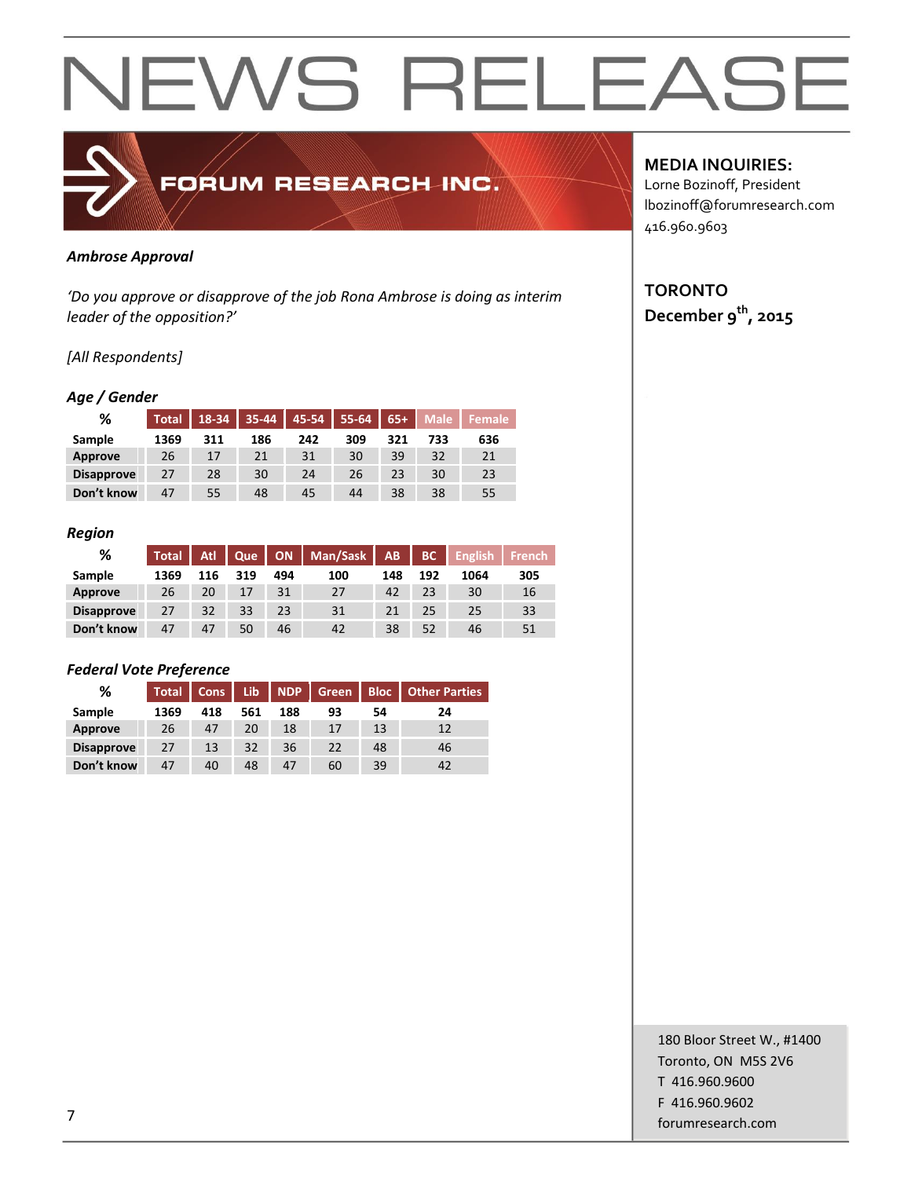# NEWS RELEASE

FORUM RESEARCH INC.

**MEDIA INQUIRIES:**
Lorne Bozinoff, President
lbozinoff@forumresearch.com
416.960.9603

**TORONTO**
**December 9th, 2015**

***Ambrose Approval***

*'Do you approve or disapprove of the job Rona Ambrose is doing as interim leader of the opposition?'*

*[All Respondents]*

### *Age / Gender*

| % | Total | 18-34 | 35-44 | 45-54 | 55-64 | 65+ | Male | Female |
|---|---|---|---|---|---|---|---|---|
| **Sample** | **1369** | **311** | **186** | **242** | **309** | **321** | **733** | **636** |
| **Approve** | 26 | 17 | 21 | 31 | 30 | 39 | 32 | 21 |
| **Disapprove** | 27 | 28 | 30 | 24 | 26 | 23 | 30 | 23 |
| **Don't know** | 47 | 55 | 48 | 45 | 44 | 38 | 38 | 55 |

### *Region*

| % | Total | Atl | Que | ON | Man/Sask | AB | BC | English | French |
|---|---|---|---|---|---|---|---|---|---|
| **Sample** | **1369** | **116** | **319** | **494** | **100** | **148** | **192** | **1064** | **305** |
| **Approve** | 26 | 20 | 17 | 31 | 27 | 42 | 23 | 30 | 16 |
| **Disapprove** | 27 | 32 | 33 | 23 | 31 | 21 | 25 | 25 | 33 |
| **Don't know** | 47 | 47 | 50 | 46 | 42 | 38 | 52 | 46 | 51 |

### *Federal Vote Preference*

| % | Total | Cons | Lib | NDP | Green | Bloc | Other Parties |
|---|---|---|---|---|---|---|---|
| **Sample** | **1369** | **418** | **561** | **188** | **93** | **54** | **24** |
| **Approve** | 26 | 47 | 20 | 18 | 17 | 13 | 12 |
| **Disapprove** | 27 | 13 | 32 | 36 | 22 | 48 | 46 |
| **Don't know** | 47 | 40 | 48 | 47 | 60 | 39 | 42 |

180 Bloor Street W., #1400
Toronto, ON M5S 2V6
T 416.960.9600
F 416.960.9602
forumresearch.com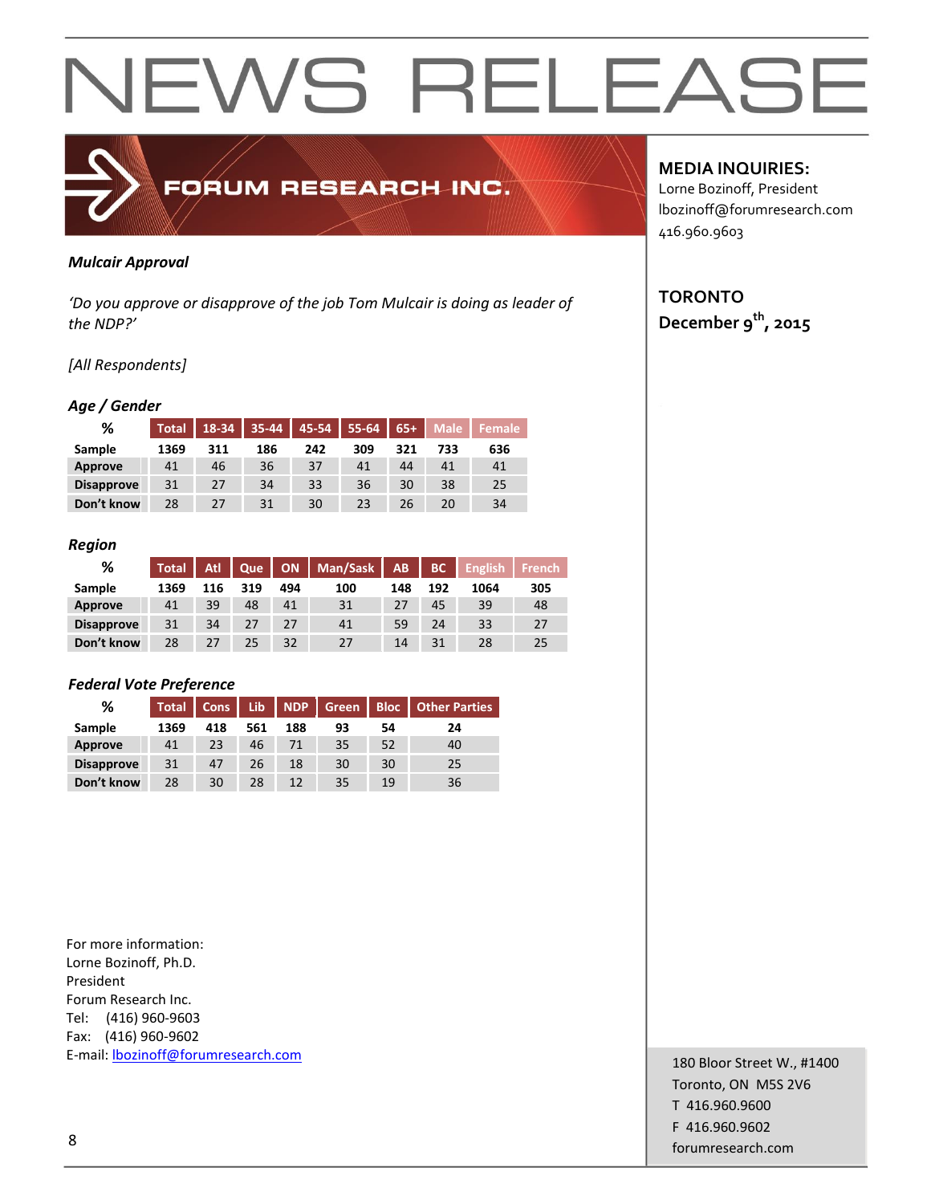# NEWS RELEASE

**FORUM RESEARCH INC.**

**MEDIA INQUIRIES:**
Lorne Bozinoff, President
lbozinoff@forumresearch.com
416.960.9603

**TORONTO**
**December 9th, 2015**

***Mulcair Approval***

*'Do you approve or disapprove of the job Tom Mulcair is doing as leader of the NDP?'*

*[All Respondents]*

***Age / Gender***

| % | Total | 18-34 | 35-44 | 45-54 | 55-64 | 65+ | Male | Female |
|---|---|---|---|---|---|---|---|---|
| Sample | 1369 | 311 | 186 | 242 | 309 | 321 | 733 | 636 |
| Approve | 41 | 46 | 36 | 37 | 41 | 44 | 41 | 41 |
| Disapprove | 31 | 27 | 34 | 33 | 36 | 30 | 38 | 25 |
| Don't know | 28 | 27 | 31 | 30 | 23 | 26 | 20 | 34 |

***Region***

| % | Total | Atl | Que | ON | Man/Sask | AB | BC | English | French |
|---|---|---|---|---|---|---|---|---|---|
| Sample | 1369 | 116 | 319 | 494 | 100 | 148 | 192 | 1064 | 305 |
| Approve | 41 | 39 | 48 | 41 | 31 | 27 | 45 | 39 | 48 |
| Disapprove | 31 | 34 | 27 | 27 | 41 | 59 | 24 | 33 | 27 |
| Don't know | 28 | 27 | 25 | 32 | 27 | 14 | 31 | 28 | 25 |

***Federal Vote Preference***

| % | Total | Cons | Lib | NDP | Green | Bloc | Other Parties |
|---|---|---|---|---|---|---|---|
| Sample | 1369 | 418 | 561 | 188 | 93 | 54 | 24 |
| Approve | 41 | 23 | 46 | 71 | 35 | 52 | 40 |
| Disapprove | 31 | 47 | 26 | 18 | 30 | 30 | 25 |
| Don't know | 28 | 30 | 28 | 12 | 35 | 19 | 36 |

For more information:
Lorne Bozinoff, Ph.D.
President
Forum Research Inc.
Tel: (416) 960-9603
Fax: (416) 960-9602
E-mail: lbozinoff@forumresearch.com

180 Bloor Street W., #1400
Toronto, ON M5S 2V6
T 416.960.9600
F 416.960.9602
forumresearch.com